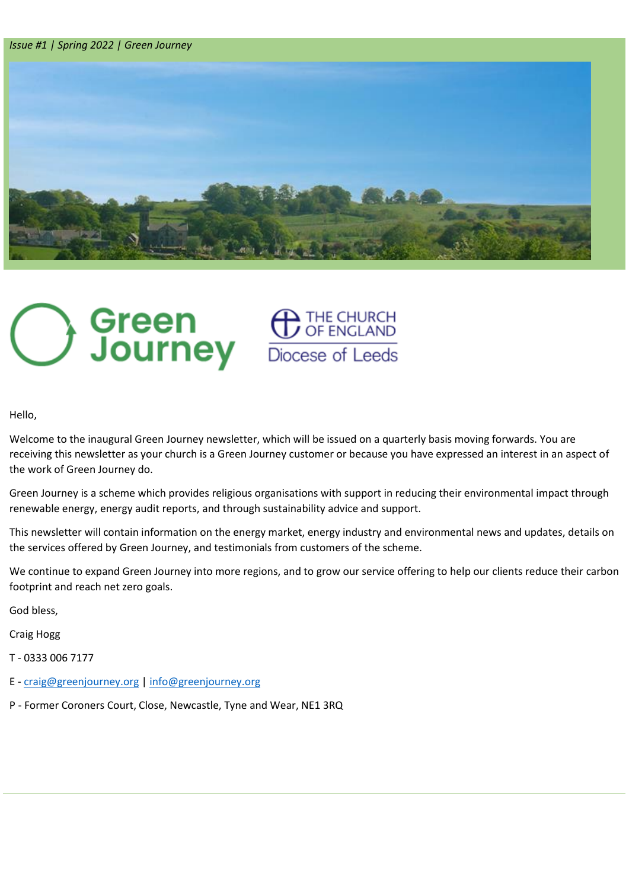*Issue #1 | Spring 2022 | Green Journey*

Hello,

Welcome to the inaugural Green Journey newsletter, which will be issued on a quarterly basis moving forwards. You are receiving this newsletter as your church is a Green Journey customer or because you have expressed an interest in an aspect of the work of Green Journey do.

Green Journey is a scheme which provides religious organisations with support in reducing their environmental impact through renewable energy, energy audit reports, and through sustainability advice and support.

This newsletter will contain information on the energy market, energy industry and environmental news and updates, details on the services offered by Green Journey, and testimonials from customers of the scheme.

We continue to expand Green Journey into more regions, and to grow our service offering to help our clients reduce their carbon footprint and reach net zero goals.

God bless,

Craig Hogg

T - 0333 006 7177

E - craig@greenjourney.org | info@greenjourney.org

P - Former Coroners Court, Close, Newcastle, Tyne and Wear, NE1 3RQ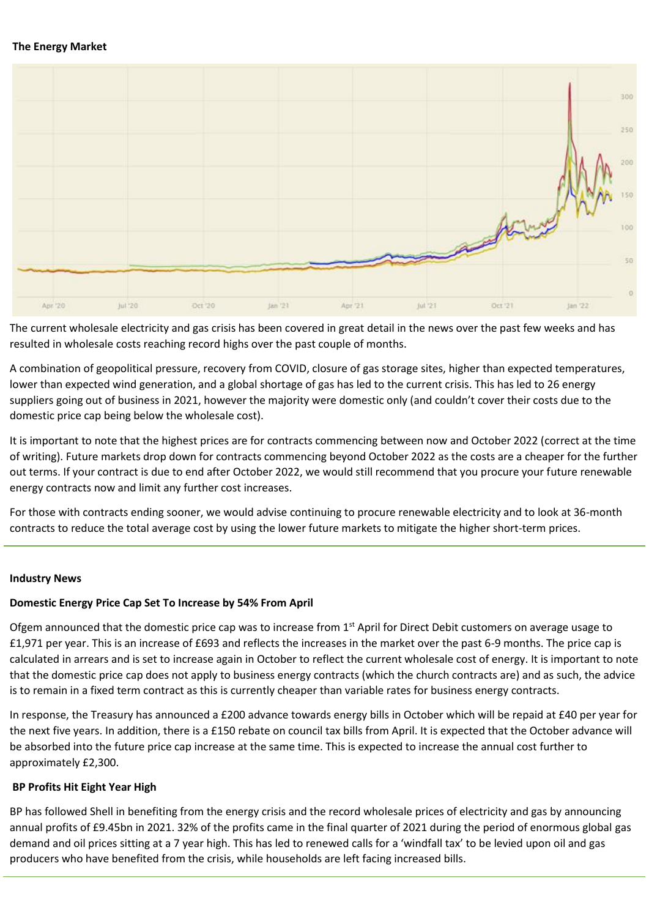**The Energy Market**

The current wholesale electricity and gas crisis has been covered in great detail in the news over the past few weeks and has resulted in wholesale costs reaching record highs over the past couple of months.

A combination of geopolitical pressure, recovery from COVID, closure of gas storage sites, higher than expected temperatures, lower than expected wind generation, and a global shortage of gas has led to the current crisis. This has led to 26 energy suppliers going out of business in 2021, however the majority were domestic only (and couldn't cover their costs due to the domestic price cap being below the wholesale cost).

It is important to note that the highest prices are for contracts commencing between now and October 2022 (correct at the time of writing). Future markets drop down for contracts commencing beyond October 2022 as the costs are a cheaper for the further out terms. If your contract is due to end after October 2022, we would still recommend that you procure your future renewable energy contracts now and limit any further cost increases.

For those with contracts ending sooner, we would advise continuing to procure renewable electricity and to look at 36-month contracts to reduce the total average cost by using the lower future markets to mitigate the higher short-term prices.

---

**Industry News**

**Domestic Energy Price Cap Set To Increase by 54% From April**

Ofgem announced that the domestic price cap was to increase from 1st April for Direct Debit customers on average usage to £1,971 per year. This is an increase of £693 and reflects the increases in the market over the past 6-9 months. The price cap is calculated in arrears and is set to increase again in October to reflect the current wholesale cost of energy. It is important to note that the domestic price cap does not apply to business energy contracts (which the church contracts are) and as such, the advice is to remain in a fixed term contract as this is currently cheaper than variable rates for business energy contracts.

In response, the Treasury has announced a £200 advance towards energy bills in October which will be repaid at £40 per year for the next five years. In addition, there is a £150 rebate on council tax bills from April. It is expected that the October advance will be absorbed into the future price cap increase at the same time. This is expected to increase the annual cost further to approximately £2,300.

**BP Profits Hit Eight Year High**

BP has followed Shell in benefiting from the energy crisis and the record wholesale prices of electricity and gas by announcing annual profits of £9.45bn in 2021. 32% of the profits came in the final quarter of 2021 during the period of enormous global gas demand and oil prices sitting at a 7 year high. This has led to renewed calls for a 'windfall tax' to be levied upon oil and gas producers who have benefited from the crisis, while households are left facing increased bills.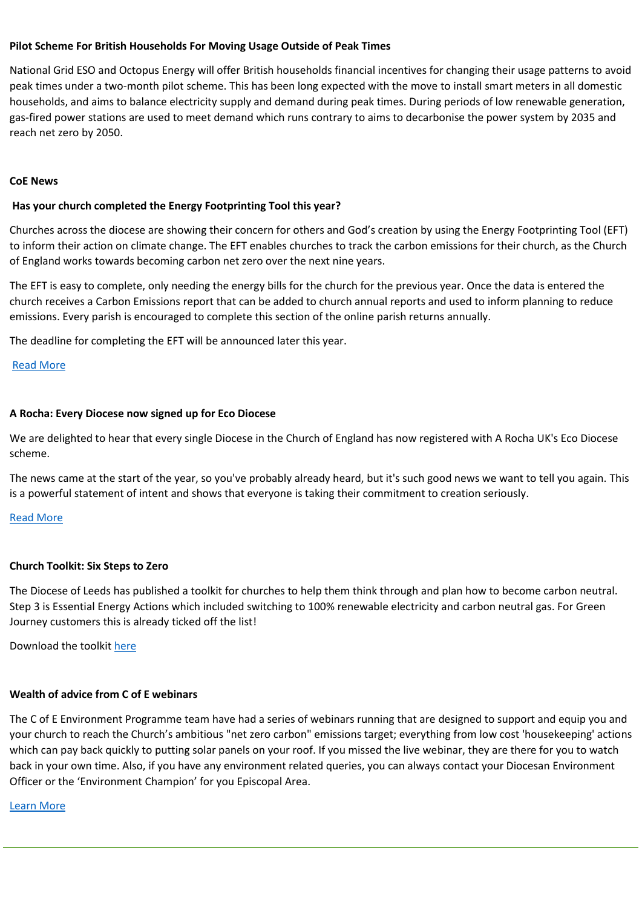**Pilot Scheme For British Households For Moving Usage Outside of Peak Times**

National Grid ESO and Octopus Energy will offer British households financial incentives for changing their usage patterns to avoid peak times under a two-month pilot scheme. This has been long expected with the move to install smart meters in all domestic households, and aims to balance electricity supply and demand during peak times. During periods of low renewable generation, gas-fired power stations are used to meet demand which runs contrary to aims to decarbonise the power system by 2035 and reach net zero by 2050.

**CoE News**

**Has your church completed the Energy Footprinting Tool this year?**

Churches across the diocese are showing their concern for others and God's creation by using the Energy Footprinting Tool (EFT) to inform their action on climate change. The EFT enables churches to track the carbon emissions for their church, as the Church of England works towards becoming carbon net zero over the next nine years.

The EFT is easy to complete, only needing the energy bills for the church for the previous year. Once the data is entered the church receives a Carbon Emissions report that can be added to church annual reports and used to inform planning to reduce emissions. Every parish is encouraged to complete this section of the online parish returns annually.

The deadline for completing the EFT will be announced later this year.

Read More

**A Rocha: Every Diocese now signed up for Eco Diocese**

We are delighted to hear that every single Diocese in the Church of England has now registered with A Rocha UK's Eco Diocese scheme.

The news came at the start of the year, so you've probably already heard, but it's such good news we want to tell you again. This is a powerful statement of intent and shows that everyone is taking their commitment to creation seriously.

Read More

**Church Toolkit: Six Steps to Zero**

The Diocese of Leeds has published a toolkit for churches to help them think through and plan how to become carbon neutral. Step 3 is Essential Energy Actions which included switching to 100% renewable electricity and carbon neutral gas. For Green Journey customers this is already ticked off the list!

Download the toolkit here

**Wealth of advice from C of E webinars**

The C of E Environment Programme team have had a series of webinars running that are designed to support and equip you and your church to reach the Church's ambitious "net zero carbon" emissions target; everything from low cost 'housekeeping' actions which can pay back quickly to putting solar panels on your roof. If you missed the live webinar, they are there for you to watch back in your own time. Also, if you have any environment related queries, you can always contact your Diocesan Environment Officer or the 'Environment Champion' for you Episcopal Area.

Learn More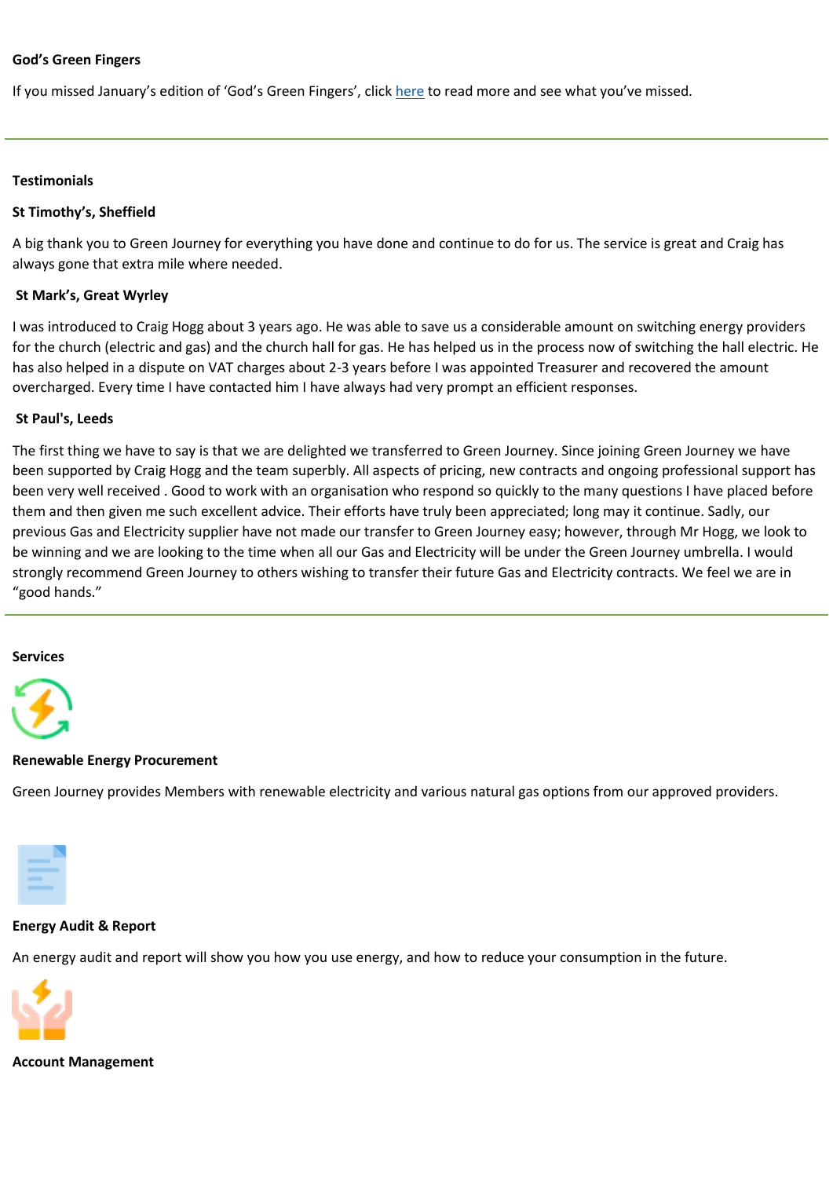**God's Green Fingers**

If you missed January's edition of 'God's Green Fingers', click here to read more and see what you've missed.

---

**Testimonials**

**St Timothy's, Sheffield**

A big thank you to Green Journey for everything you have done and continue to do for us. The service is great and Craig has always gone that extra mile where needed.

**St Mark's, Great Wyrley**

I was introduced to Craig Hogg about 3 years ago. He was able to save us a considerable amount on switching energy providers for the church (electric and gas) and the church hall for gas. He has helped us in the process now of switching the hall electric. He has also helped in a dispute on VAT charges about 2-3 years before I was appointed Treasurer and recovered the amount overcharged. Every time I have contacted him I have always had very prompt an efficient responses.

**St Paul's, Leeds**

The first thing we have to say is that we are delighted we transferred to Green Journey. Since joining Green Journey we have been supported by Craig Hogg and the team superbly. All aspects of pricing, new contracts and ongoing professional support has been very well received . Good to work with an organisation who respond so quickly to the many questions I have placed before them and then given me such excellent advice. Their efforts have truly been appreciated; long may it continue. Sadly, our previous Gas and Electricity supplier have not made our transfer to Green Journey easy; however, through Mr Hogg, we look to be winning and we are looking to the time when all our Gas and Electricity will be under the Green Journey umbrella. I would strongly recommend Green Journey to others wishing to transfer their future Gas and Electricity contracts. We feel we are in "good hands."

---

**Services**

**Renewable Energy Procurement**

Green Journey provides Members with renewable electricity and various natural gas options from our approved providers.

**Energy Audit & Report**

An energy audit and report will show you how you use energy, and how to reduce your consumption in the future.

**Account Management**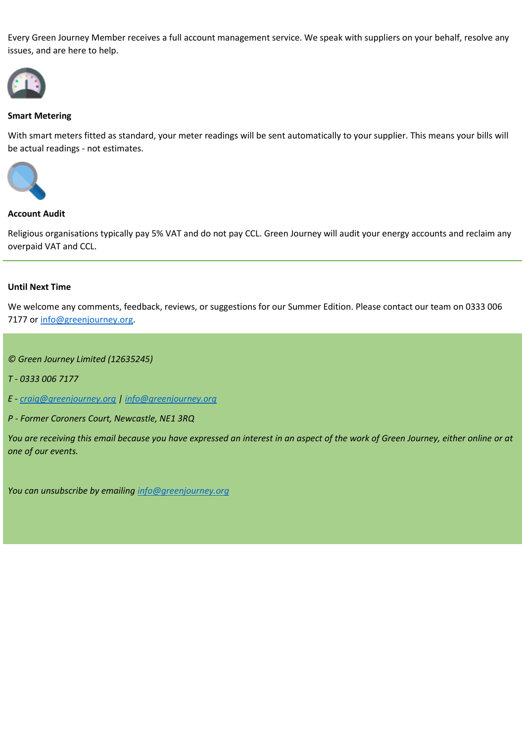Every Green Journey Member receives a full account management service. We speak with suppliers on your behalf, resolve any issues, and are here to help.

**Smart Metering**

With smart meters fitted as standard, your meter readings will be sent automatically to your supplier. This means your bills will be actual readings - not estimates.

**Account Audit**

Religious organisations typically pay 5% VAT and do not pay CCL. Green Journey will audit your energy accounts and reclaim any overpaid VAT and CCL.

---

**Until Next Time**

We welcome any comments, feedback, reviews, or suggestions for our Summer Edition. Please contact our team on 0333 006 7177 or info@greenjourney.org.

*© Green Journey Limited (12635245)*

*T - 0333 006 7177*

*E - craig@greenjourney.org | info@greenjourney.org*

*P - Former Coroners Court, Newcastle, NE1 3RQ*

*You are receiving this email because you have expressed an interest in an aspect of the work of Green Journey, either online or at one of our events.*

*You can unsubscribe by emailing info@greenjourney.org*